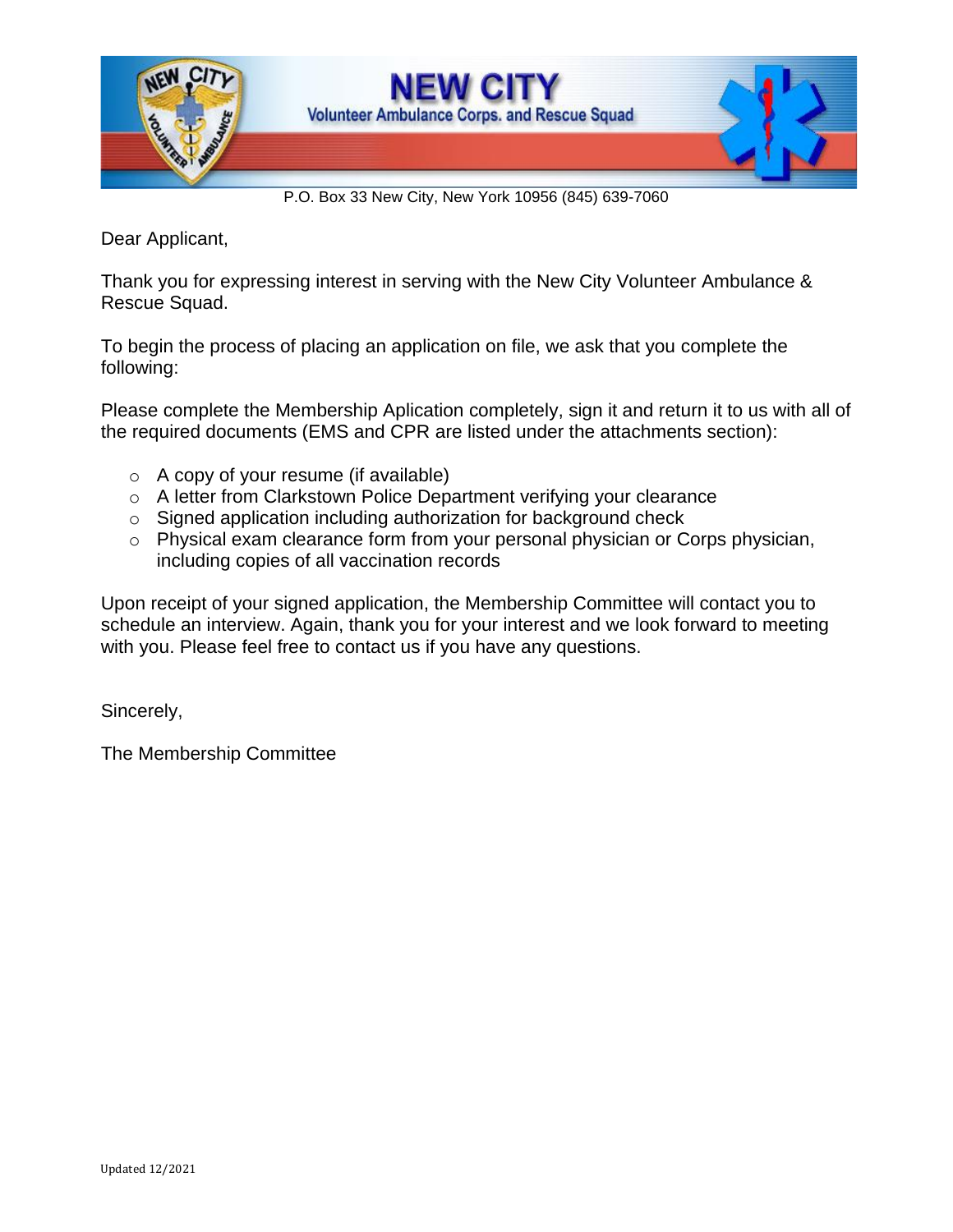# NEW CITY

Volunteer Ambulance Corps. and Rescue Squad

P.O. Box 33 New City, New York 10956 (845) 639-7060

Dear Applicant,

Thank you for expressing interest in serving with the New City Volunteer Ambulance & Rescue Squad.

To begin the process of placing an application on file, we ask that you complete the following:

Please complete the Membership Aplication completely, sign it and return it to us with all of the required documents (EMS and CPR are listed under the attachments section):

- A copy of your resume (if available)
- A letter from Clarkstown Police Department verifying your clearance
- Signed application including authorization for background check
- Physical exam clearance form from your personal physician or Corps physician, including copies of all vaccination records

Upon receipt of your signed application, the Membership Committee will contact you to schedule an interview. Again, thank you for your interest and we look forward to meeting with you. Please feel free to contact us if you have any questions.

Sincerely,

The Membership Committee

Updated 12/2021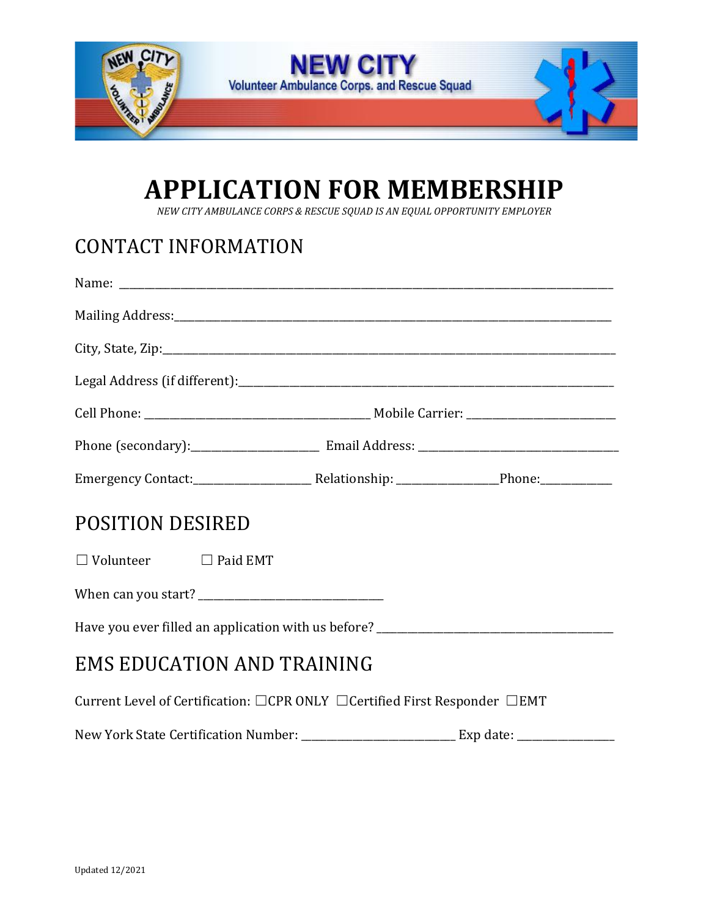NEW CITY

Volunteer Ambulance Corps. and Rescue Squad

# APPLICATION FOR MEMBERSHIP

*NEW CITY AMBULANCE CORPS & RESCUE SQUAD IS AN EQUAL OPPORTUNITY EMPLOYER*

## CONTACT INFORMATION

Name: ______________________________________________________________________________

Mailing Address:______________________________________________________________________

City, State, Zip:_______________________________________________________________________

Legal Address (if different):_____________________________________________________________

Cell Phone: _________________________________ Mobile Carrier: ______________________

Phone (secondary):___________________ Email Address: ______________________________

Emergency Contact:__________________ Relationship: _______________Phone:___________

## POSITION DESIRED

☐ Volunteer ☐ Paid EMT

When can you start? ___________________________

Have you ever filled an application with us before? ___________________________________

## EMS EDUCATION AND TRAINING

Current Level of Certification: ☐CPR ONLY ☐Certified First Responder ☐EMT

New York State Certification Number: _______________________ Exp date: ______________

Updated 12/2021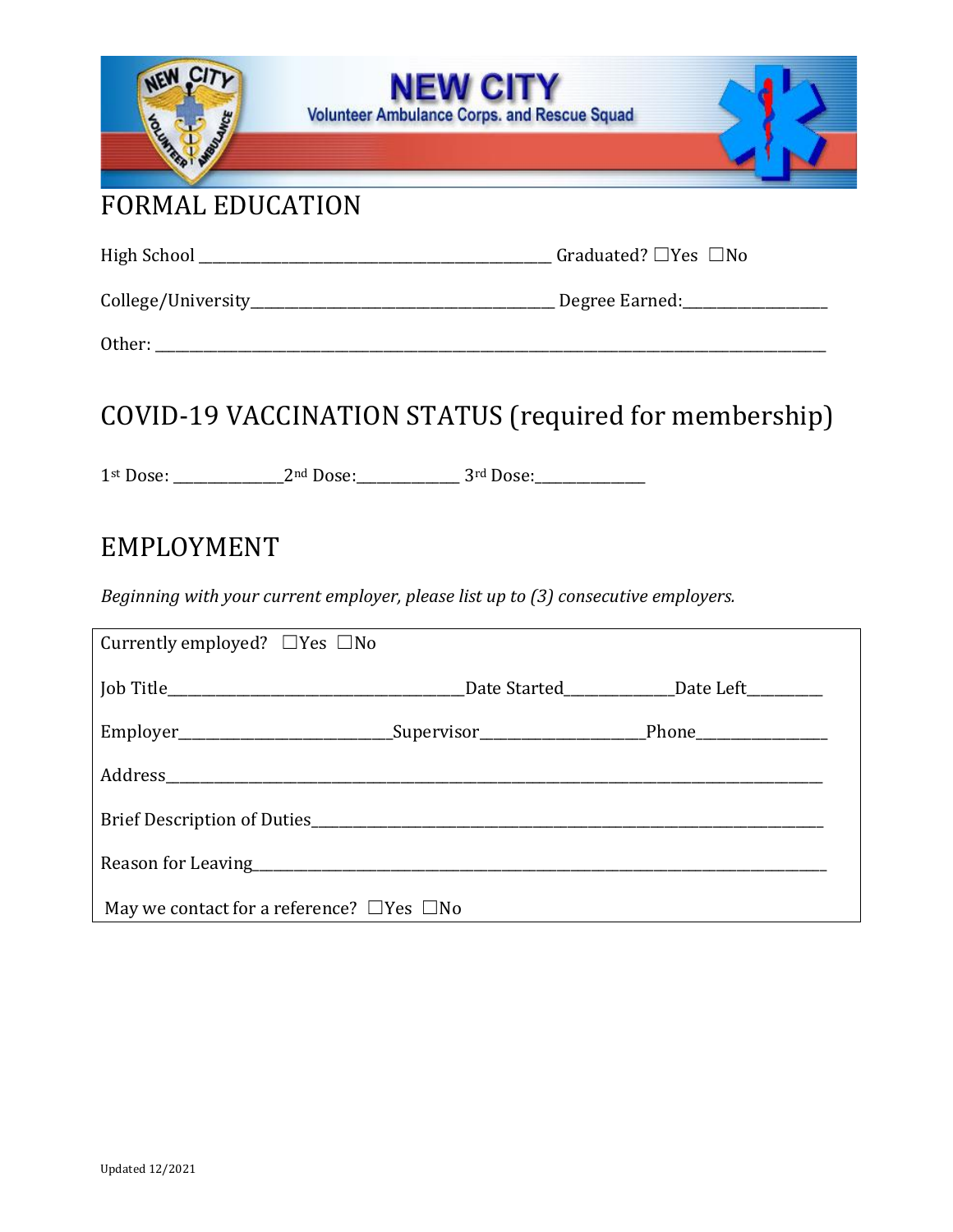NEW CITY
Volunteer Ambulance Corps. and Rescue Squad

# FORMAL EDUCATION

High School _____________________________________________ Graduated? ☐Yes ☐No

College/University_______________________________________ Degree Earned:___________________

Other: ______________________________________________________________________________________

# COVID-19 VACCINATION STATUS (required for membership)

1st Dose: ______________2nd Dose:_____________ 3rd Dose:______________

# EMPLOYMENT

*Beginning with your current employer, please list up to (3) consecutive employers.*

Currently employed? ☐Yes ☐No

Job Title______________________________________Date Started______________Date Left__________

Employer___________________________Supervisor_____________________Phone_________________

Address____________________________________________________________________________________

Brief Description of Duties________________________________________________________________

Reason for Leaving__________________________________________________________________________

May we contact for a reference? ☐Yes ☐No

Updated 12/2021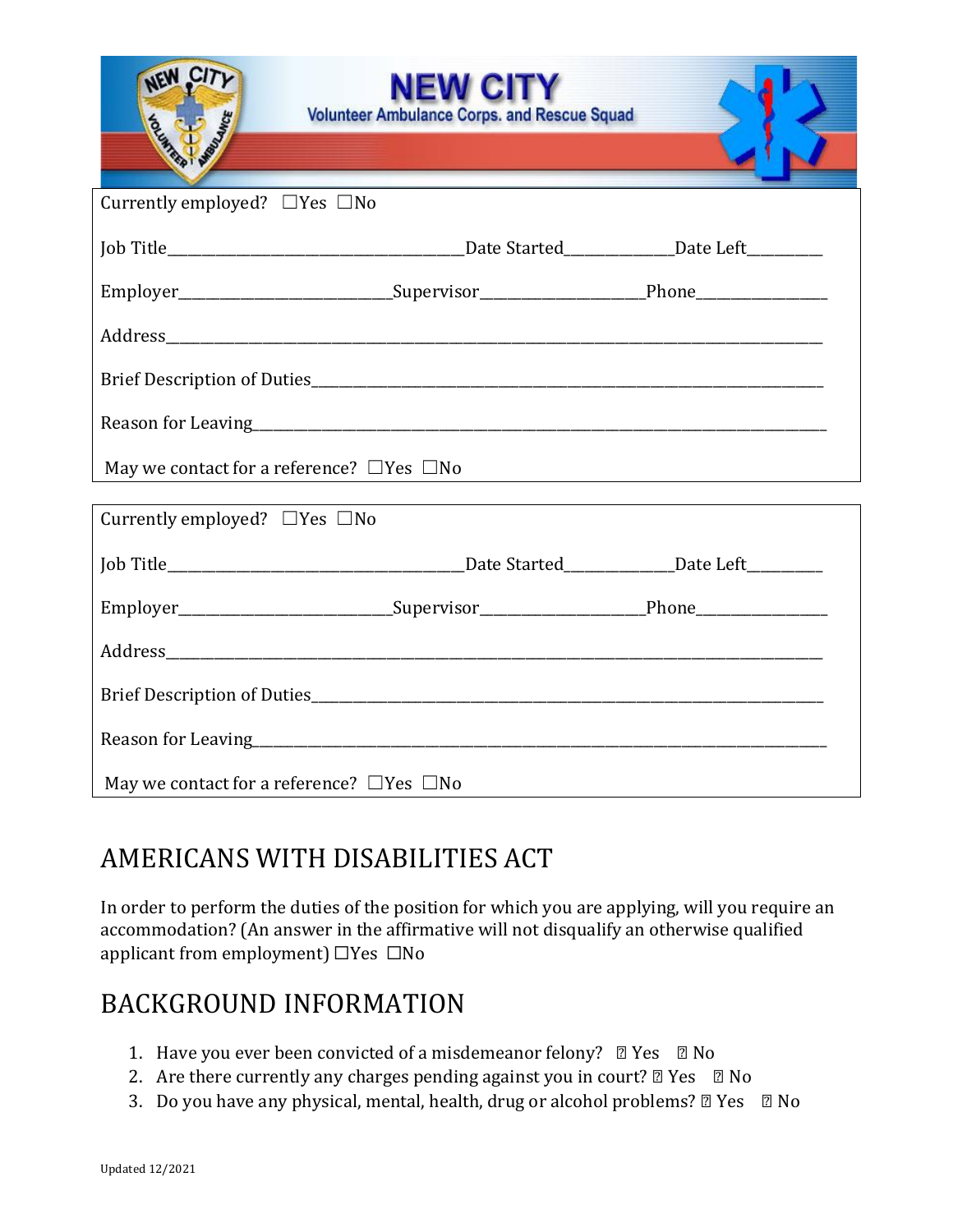NEW CITY

Volunteer Ambulance Corps. and Rescue Squad

Currently employed? ☐Yes ☐No

Job Title_______________________________________Date Started_____________Date Left_________

Employer___________________________Supervisor____________________Phone________________

Address_______________________________________________________________________________

Brief Description of Duties_________________________________________________________________

Reason for Leaving______________________________________________________________________

May we contact for a reference? ☐Yes ☐No

Currently employed? ☐Yes ☐No

Job Title_______________________________________Date Started_____________Date Left_________

Employer___________________________Supervisor____________________Phone________________

Address_______________________________________________________________________________

Brief Description of Duties_________________________________________________________________

Reason for Leaving______________________________________________________________________

May we contact for a reference? ☐Yes ☐No

## AMERICANS WITH DISABILITIES ACT

In order to perform the duties of the position for which you are applying, will you require an accommodation? (An answer in the affirmative will not disqualify an otherwise qualified applicant from employment) ☐Yes ☐No

## BACKGROUND INFORMATION

1. Have you ever been convicted of a misdemeanor felony? ☐ Yes ☐ No
2. Are there currently any charges pending against you in court? ☐ Yes ☐ No
3. Do you have any physical, mental, health, drug or alcohol problems? ☐ Yes ☐ No

Updated 12/2021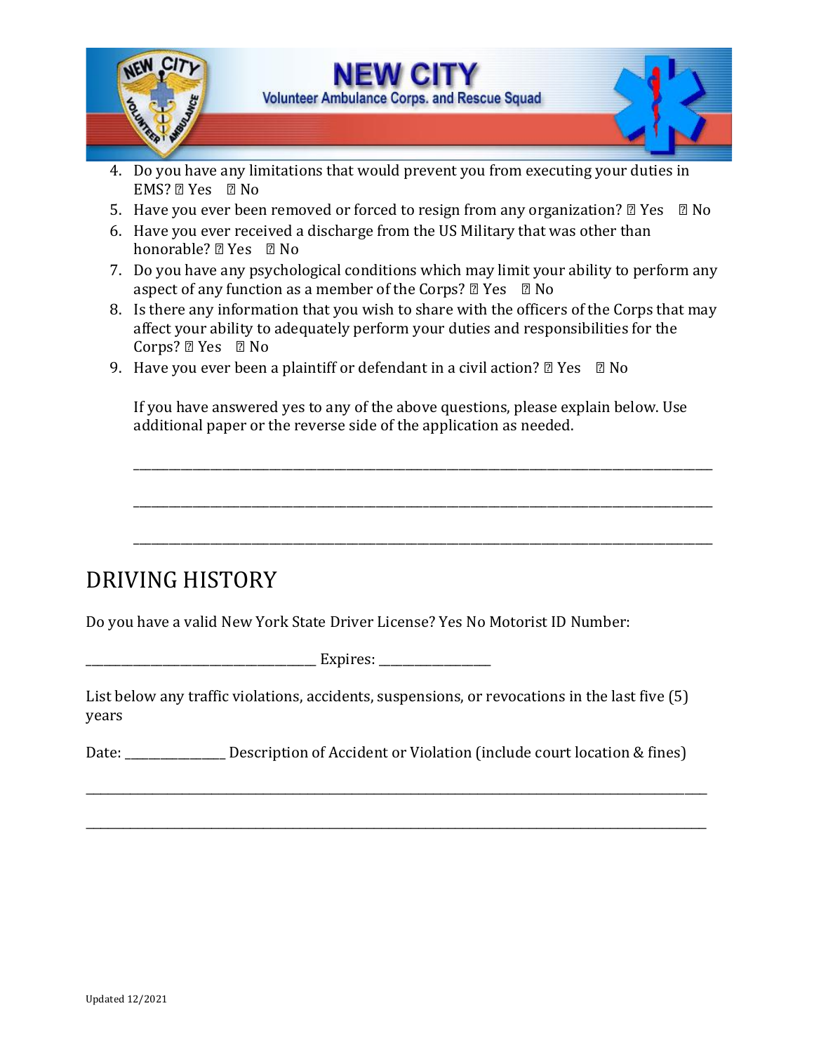4. Do you have any limitations that would prevent you from executing your duties in EMS? ☐ Yes ☐ No
5. Have you ever been removed or forced to resign from any organization? ☐ Yes ☐ No
6. Have you ever received a discharge from the US Military that was other than honorable? ☐ Yes ☐ No
7. Do you have any psychological conditions which may limit your ability to perform any aspect of any function as a member of the Corps? ☐ Yes ☐ No
8. Is there any information that you wish to share with the officers of the Corps that may affect your ability to adequately perform your duties and responsibilities for the Corps? ☐ Yes ☐ No
9. Have you ever been a plaintiff or defendant in a civil action? ☐ Yes ☐ No

   If you have answered yes to any of the above questions, please explain below. Use additional paper or the reverse side of the application as needed.

   ______________________________________________________________________________

   ______________________________________________________________________________

   ______________________________________________________________________________

# DRIVING HISTORY

Do you have a valid New York State Driver License? Yes No Motorist ID Number:

________________________________ Expires: ________________

List below any traffic violations, accidents, suspensions, or revocations in the last five (5) years

Date: _______________ Description of Accident or Violation (include court location & fines)

______________________________________________________________________________

______________________________________________________________________________

Updated 12/2021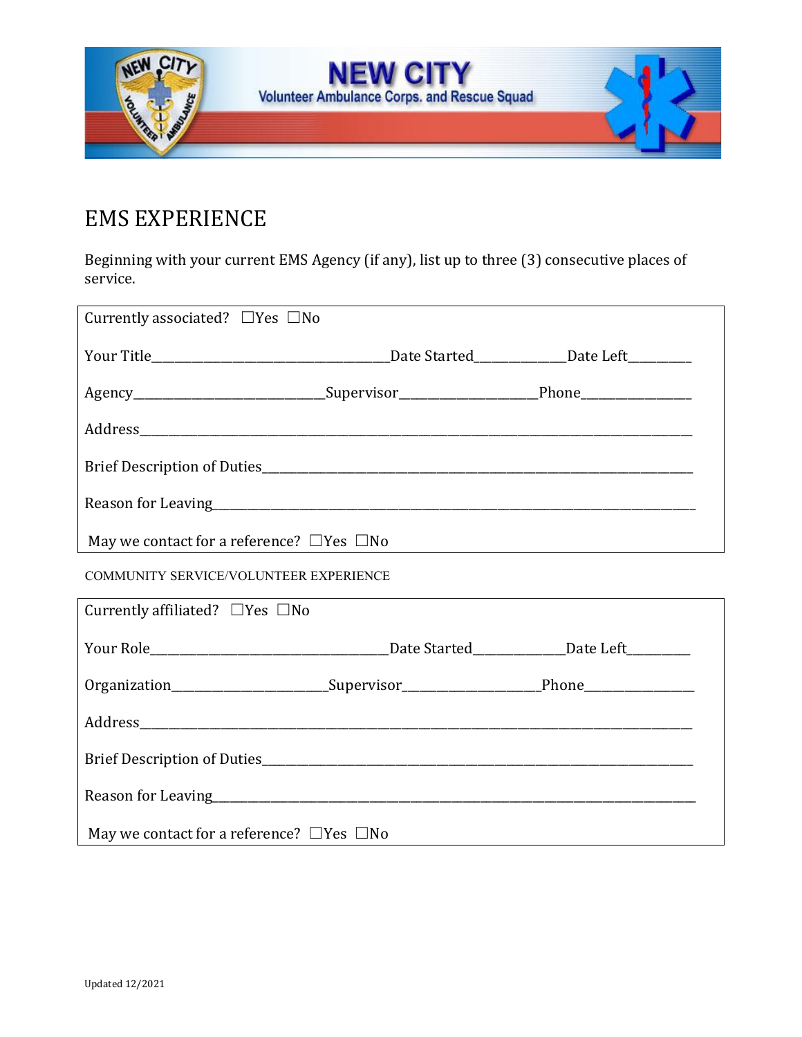# NEW CITY

Volunteer Ambulance Corps. and Rescue Squad

## EMS EXPERIENCE

Beginning with your current EMS Agency (if any), list up to three (3) consecutive places of service.

Currently associated? ☐Yes ☐No

Your Title_________________________________Date Started_____________Date Left_________

Agency___________________________Supervisor___________________Phone_______________

Address_____________________________________________________________________________

Brief Description of Duties___________________________________________________________

Reason for Leaving_________________________________________________________________

May we contact for a reference? ☐Yes ☐No

COMMUNITY SERVICE/VOLUNTEER EXPERIENCE

Currently affiliated? ☐Yes ☐No

Your Role_________________________________Date Started_____________Date Left_________

Organization______________________Supervisor___________________Phone_______________

Address_____________________________________________________________________________

Brief Description of Duties___________________________________________________________

Reason for Leaving_________________________________________________________________

May we contact for a reference? ☐Yes ☐No

Updated 12/2021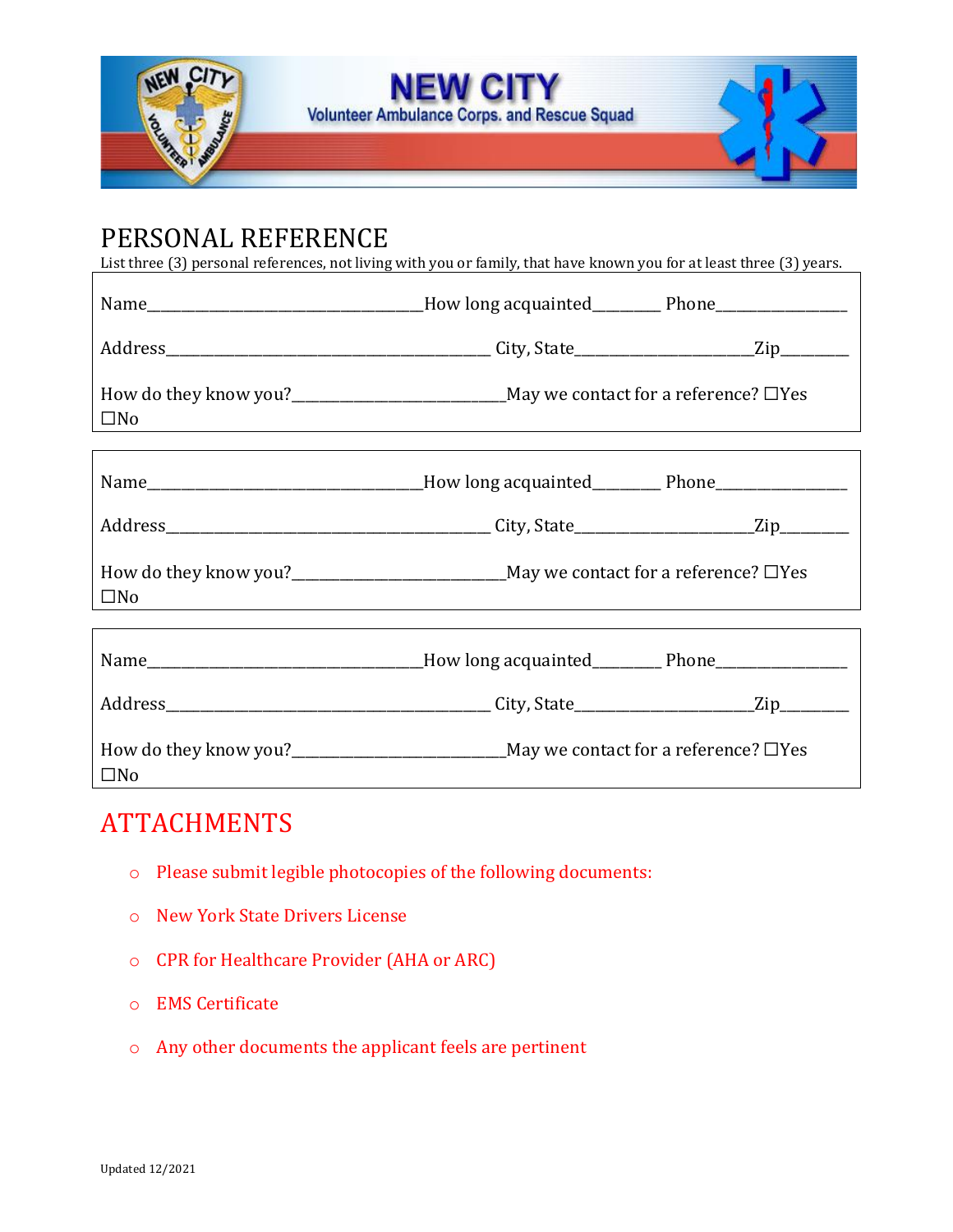NEW CITY

Volunteer Ambulance Corps. and Rescue Squad

## PERSONAL REFERENCE

List three (3) personal references, not living with you or family, that have known you for at least three (3) years.

Name_________________________________How long acquainted________ Phone________________

Address________________________________________ City, State_____________________Zip________

How do they know you?__________________________May we contact for a reference? ☐Yes ☐No

Name_________________________________How long acquainted________ Phone________________

Address________________________________________ City, State_____________________Zip________

How do they know you?__________________________May we contact for a reference? ☐Yes ☐No

Name_________________________________How long acquainted________ Phone________________

Address________________________________________ City, State_____________________Zip________

How do they know you?__________________________May we contact for a reference? ☐Yes ☐No

## ATTACHMENTS

- Please submit legible photocopies of the following documents:
- New York State Drivers License
- CPR for Healthcare Provider (AHA or ARC)
- EMS Certificate
- Any other documents the applicant feels are pertinent

Updated 12/2021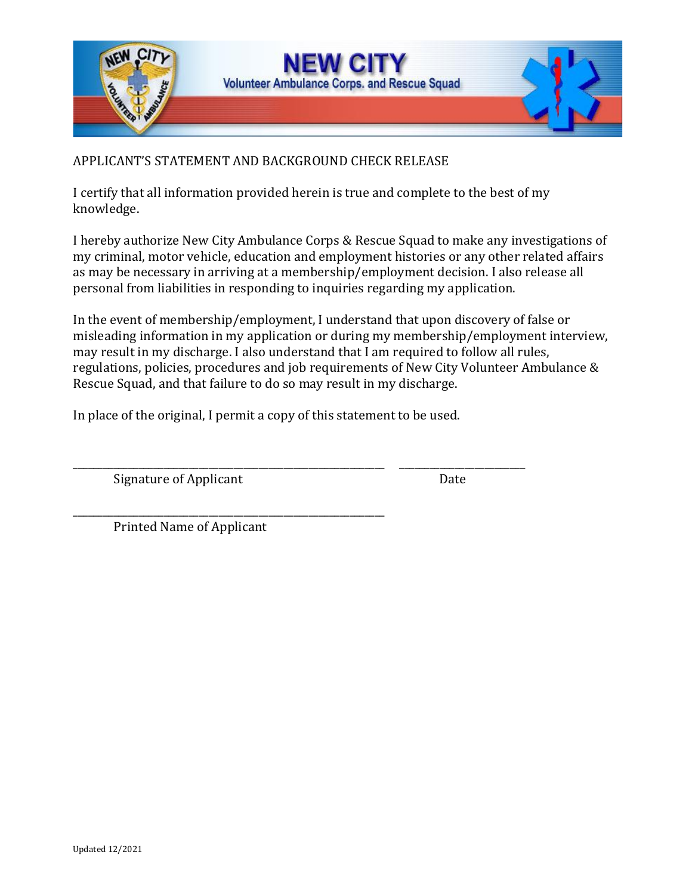NEW CITY

Volunteer Ambulance Corps. and Rescue Squad

APPLICANT'S STATEMENT AND BACKGROUND CHECK RELEASE

I certify that all information provided herein is true and complete to the best of my knowledge.

I hereby authorize New City Ambulance Corps & Rescue Squad to make any investigations of my criminal, motor vehicle, education and employment histories or any other related affairs as may be necessary in arriving at a membership/employment decision. I also release all personal from liabilities in responding to inquiries regarding my application.

In the event of membership/employment, I understand that upon discovery of false or misleading information in my application or during my membership/employment interview, may result in my discharge. I also understand that I am required to follow all rules, regulations, policies, procedures and job requirements of New City Volunteer Ambulance & Rescue Squad, and that failure to do so may result in my discharge.

In place of the original, I permit a copy of this statement to be used.

\_\_\_\_\_\_\_\_\_\_\_\_\_\_\_\_\_\_\_\_\_\_\_\_\_\_\_\_\_\_\_\_\_\_\_\_\_\_\_\_ \_\_\_\_\_\_\_\_\_\_\_\_\_\_\_\_\_\_\_\_

Signature of Applicant Date

\_\_\_\_\_\_\_\_\_\_\_\_\_\_\_\_\_\_\_\_\_\_\_\_\_\_\_\_\_\_\_\_\_\_\_\_\_\_\_\_

Printed Name of Applicant

Updated 12/2021